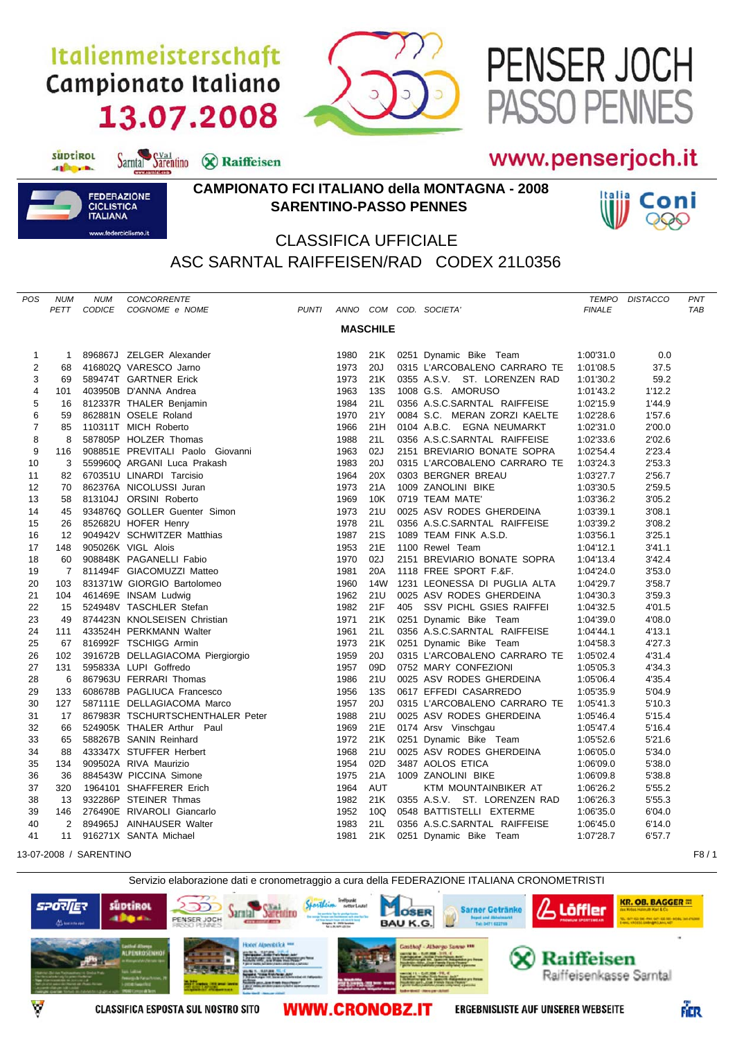# Italienmeisterschaft
# Campionato Italiano
# 13.07.2008

# PENSER JOCH PASSO PENNES

www.penserjoch.it

## CAMPIONATO FCI ITALIANO della MONTAGNA - 2008
## SARENTINO-PASSO PENNES

## CLASSIFICA UFFICIALE
## ASC SARNTAL RAIFFEISEN/RAD CODEX 21L0356

**MASCHILE**

| POS | NUM PETT | NUM CODICE | CONCORRENTE COGNOME e NOME | PUNTI | ANNO | COM | COD. | SOCIETA' | TEMPO FINALE | DISTACCO | PNT TAB |
|---|---|---|---|---|---|---|---|---|---|---|---|
| 1 | 1 | 896867J | ZELGER Alexander | | 1980 | 21K | 0251 | Dynamic Bike Team | 1:00'31.0 | 0.0 | |
| 2 | 68 | 416802Q | VARESCO Jarno | | 1973 | 20J | 0315 | L'ARCOBALENO CARRARO TE | 1:01'08.5 | 37.5 | |
| 3 | 69 | 589474T | GARTNER Erick | | 1973 | 21K | 0355 | A.S.V. ST. LORENZEN RAD | 1:01'30.2 | 59.2 | |
| 4 | 101 | 403950B | D'ANNA Andrea | | 1963 | 13S | 1008 | G.S. AMORUSO | 1:01'43.2 | 1'12.2 | |
| 5 | 16 | 812337R | THALER Benjamin | | 1984 | 21L | 0356 | A.S.C.SARNTAL RAIFFEISE | 1:02'15.9 | 1'44.9 | |
| 6 | 59 | 862881N | OSELE Roland | | 1970 | 21Y | 0084 | S.C. MERAN ZORZI KAELTE | 1:02'28.6 | 1'57.6 | |
| 7 | 85 | 110311T | MICH Roberto | | 1966 | 21H | 0104 | A.B.C. EGNA NEUMARKT | 1:02'31.0 | 2'00.0 | |
| 8 | 8 | 587805P | HOLZER Thomas | | 1988 | 21L | 0356 | A.S.C.SARNTAL RAIFFEISE | 1:02'33.6 | 2'02.6 | |
| 9 | 116 | 908851E | PREVITALI Paolo Giovanni | | 1963 | 02J | 2151 | BREVIARIO BONATE SOPRA | 1:02'54.4 | 2'23.4 | |
| 10 | 3 | 559960Q | ARGANI Luca Prakash | | 1983 | 20J | 0315 | L'ARCOBALENO CARRARO TE | 1:03'24.3 | 2'53.3 | |
| 11 | 82 | 670351U | LINARDI Tarcisio | | 1964 | 20X | 0303 | BERGNER BREAU | 1:03'27.7 | 2'56.7 | |
| 12 | 70 | 862376A | NICOLUSSI Juran | | 1973 | 21A | 1009 | ZANOLINI BIKE | 1:03'30.5 | 2'59.5 | |
| 13 | 58 | 813104J | ORSINI Roberto | | 1969 | 10K | 0719 | TEAM MATE' | 1:03'36.2 | 3'05.2 | |
| 14 | 45 | 934876Q | GOLLER Guenter Simon | | 1973 | 21U | 0025 | ASV RODES GHERDEINA | 1:03'39.1 | 3'08.1 | |
| 15 | 26 | 852682U | HOFER Henry | | 1978 | 21L | 0356 | A.S.C.SARNTAL RAIFFEISE | 1:03'39.2 | 3'08.2 | |
| 16 | 12 | 904942V | SCHWITZER Matthias | | 1987 | 21S | 1089 | TEAM FINK A.S.D. | 1:03'56.1 | 3'25.1 | |
| 17 | 148 | 905026K | VIGL Alois | | 1953 | 21E | 1100 | Rewel Team | 1:04'12.1 | 3'41.1 | |
| 18 | 60 | 908848K | PAGANELLI Fabio | | 1970 | 02J | 2151 | BREVIARIO BONATE SOPRA | 1:04'13.4 | 3'42.4 | |
| 19 | 7 | 811494F | GIACOMUZZI Matteo | | 1981 | 20A | 1118 | FREE SPORT F.&F. | 1:04'24.0 | 3'53.0 | |
| 20 | 103 | 831371W | GIORGIO Bartolomeo | | 1960 | 14W | 1231 | LEONESSA DI PUGLIA ALTA | 1:04'29.7 | 3'58.7 | |
| 21 | 104 | 461469E | INSAM Ludwig | | 1962 | 21U | 0025 | ASV RODES GHERDEINA | 1:04'30.3 | 3'59.3 | |
| 22 | 15 | 524948V | TASCHLER Stefan | | 1982 | 21F | 405 | SSV PICHL GSIES RAIFFEI | 1:04'32.5 | 4'01.5 | |
| 23 | 49 | 874423N | KNOLSEISEN Christian | | 1971 | 21K | 0251 | Dynamic Bike Team | 1:04'39.0 | 4'08.0 | |
| 24 | 111 | 433524H | PERKMANN Walter | | 1961 | 21L | 0356 | A.S.C.SARNTAL RAIFFEISE | 1:04'44.1 | 4'13.1 | |
| 25 | 67 | 816992F | TSCHIGG Armin | | 1973 | 21K | 0251 | Dynamic Bike Team | 1:04'58.3 | 4'27.3 | |
| 26 | 102 | 391672B | DELLAGIACOMA Piergiorgio | | 1959 | 20J | 0315 | L'ARCOBALENO CARRARO TE | 1:05'02.4 | 4'31.4 | |
| 27 | 131 | 595833A | LUPI Goffredo | | 1957 | 09D | 0752 | MARY CONFEZIONI | 1:05'05.3 | 4'34.3 | |
| 28 | 6 | 867963U | FERRARI Thomas | | 1986 | 21U | 0025 | ASV RODES GHERDEINA | 1:05'06.4 | 4'35.4 | |
| 29 | 133 | 608678B | PAGLIUCA Francesco | | 1956 | 13S | 0617 | EFFEDI CASARREDO | 1:05'35.9 | 5'04.9 | |
| 30 | 127 | 587111E | DELLAGIACOMA Marco | | 1957 | 20J | 0315 | L'ARCOBALENO CARRARO TE | 1:05'41.3 | 5'10.3 | |
| 31 | 17 | 867983R | TSCHURTSCHENTHALER Peter | | 1988 | 21U | 0025 | ASV RODES GHERDEINA | 1:05'46.4 | 5'15.4 | |
| 32 | 66 | 524905K | THALER Arthur Paul | | 1969 | 21E | 0174 | Arsv Vinschgau | 1:05'47.4 | 5'16.4 | |
| 33 | 65 | 588267B | SANIN Reinhard | | 1972 | 21K | 0251 | Dynamic Bike Team | 1:05'52.6 | 5'21.6 | |
| 34 | 88 | 433347X | STUFFER Herbert | | 1968 | 21U | 0025 | ASV RODES GHERDEINA | 1:06'05.0 | 5'34.0 | |
| 35 | 134 | 909502A | RIVA Maurizio | | 1954 | 02D | 3487 | AOLOS ETICA | 1:06'09.0 | 5'38.0 | |
| 36 | 36 | 884543W | PICCINA Simone | | 1975 | 21A | 1009 | ZANOLINI BIKE | 1:06'09.8 | 5'38.8 | |
| 37 | 320 | 1964101 | SHAFFERER Erich | | 1964 | AUT | | KTM MOUNTAINBIKER AT | 1:06'26.2 | 5'55.2 | |
| 38 | 13 | 932286P | STEINER Thomas | | 1982 | 21K | 0355 | A.S.V. ST. LORENZEN RAD | 1:06'26.3 | 5'55.3 | |
| 39 | 146 | 276490E | RIVAROLI Giancarlo | | 1952 | 10Q | 0548 | BATTISTELLI EXTERME | 1:06'35.0 | 6'04.0 | |
| 40 | 2 | 894965J | AINHAUSER Walter | | 1983 | 21L | 0356 | A.S.C.SARNTAL RAIFFEISE | 1:06'45.0 | 6'14.0 | |
| 41 | 11 | 916271X | SANTA Michael | | 1981 | 21K | 0251 | Dynamic Bike Team | 1:07'28.7 | 6'57.7 | |

13-07-2008 / SARENTINO

Servizio elaborazione dati e cronometraggio a cura della FEDERAZIONE ITALIANA CRONOMETRISTI

CLASSIFICA ESPOSTA SUL NOSTRO SITO WWW.CRONOBZ.IT ERGEBNISLISTE AUF UNSERER WEBSEITE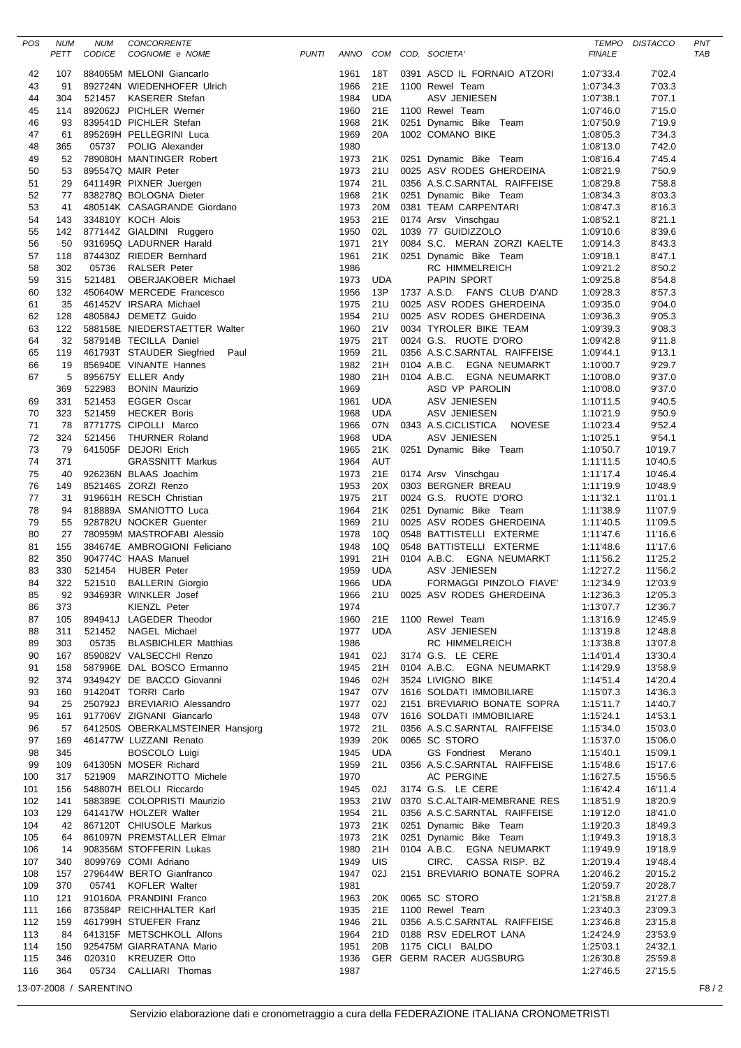| POS | NUM PETT | NUM CODICE | CONCORRENTE COGNOME e NOME | PUNTI | ANNO | COM | COD. SOCIETA' | TEMPO FINALE | DISTACCO | PNT TAB |
|---|---|---|---|---|---|---|---|---|---|---|
| 42 | 107 | 884065M | MELONI Giancarlo | | 1961 | 18T | 0391 ASCD IL FORNAIO ATZORI | 1:07'33.4 | 7'02.4 | |
| 43 | 91 | 892724N | WIEDENHOFER Ulrich | | 1966 | 21E | 1100 Rewel Team | 1:07'34.3 | 7'03.3 | |
| 44 | 304 | 521457 | KASERER Stefan | | 1984 | UDA | ASV JENIESEN | 1:07'38.1 | 7'07.1 | |
| 45 | 114 | 892062J | PICHLER Werner | | 1960 | 21E | 1100 Rewel Team | 1:07'46.0 | 7'15.0 | |
| 46 | 93 | 839541D | PICHLER Stefan | | 1968 | 21K | 0251 Dynamic Bike Team | 1:07'50.9 | 7'19.9 | |
| 47 | 61 | 895269H | PELLEGRINI Luca | | 1969 | 20A | 1002 COMANO BIKE | 1:08'05.3 | 7'34.3 | |
| 48 | 365 | 05737 | POLIG Alexander | | 1980 | | | 1:08'13.0 | 7'42.0 | |
| 49 | 52 | 789080H | MANTINGER Robert | | 1973 | 21K | 0251 Dynamic Bike Team | 1:08'16.4 | 7'45.4 | |
| 50 | 53 | 895547Q | MAIR Peter | | 1973 | 21U | 0025 ASV RODES GHERDEINA | 1:08'21.9 | 7'50.9 | |
| 51 | 29 | 641149R | PIXNER Juergen | | 1974 | 21L | 0356 A.S.C.SARNTAL RAIFFEISE | 1:08'29.8 | 7'58.8 | |
| 52 | 77 | 838278Q | BOLOGNA Dieter | | 1968 | 21K | 0251 Dynamic Bike Team | 1:08'34.3 | 8'03.3 | |
| 53 | 41 | 480514K | CASAGRANDE Giordano | | 1973 | 20M | 0381 TEAM CARPENTARI | 1:08'47.3 | 8'16.3 | |
| 54 | 143 | 334810Y | KOCH Alois | | 1953 | 21E | 0174 Arsv Vinschgau | 1:08'52.1 | 8'21.1 | |
| 55 | 142 | 877144Z | GIALDINI Ruggero | | 1950 | 02L | 1039 77 GUIDIZZOLO | 1:09'10.6 | 8'39.6 | |
| 56 | 50 | 931695Q | LADURNER Harald | | 1971 | 21Y | 0084 S.C. MERAN ZORZI KAELTE | 1:09'14.3 | 8'43.3 | |
| 57 | 118 | 874430Z | RIEDER Bernhard | | 1961 | 21K | 0251 Dynamic Bike Team | 1:09'18.1 | 8'47.1 | |
| 58 | 302 | 05736 | RALSER Peter | | 1986 | | RC HIMMELREICH | 1:09'21.2 | 8'50.2 | |
| 59 | 315 | 521481 | OBERJAKOBER Michael | | 1973 | UDA | PAPIN SPORT | 1:09'25.8 | 8'54.8 | |
| 60 | 132 | 450640W | MERCEDE Francesco | | 1956 | 13P | 1737 A.S.D. FAN'S CLUB D'AND | 1:09'28.3 | 8'57.3 | |
| 61 | 35 | 461452V | IRSARA Michael | | 1975 | 21U | 0025 ASV RODES GHERDEINA | 1:09'35.0 | 9'04.0 | |
| 62 | 128 | 480584J | DEMETZ Guido | | 1954 | 21U | 0025 ASV RODES GHERDEINA | 1:09'36.3 | 9'05.3 | |
| 63 | 122 | 588158E | NIEDERSTAETTER Walter | | 1960 | 21V | 0034 TYROLER BIKE TEAM | 1:09'39.3 | 9'08.3 | |
| 64 | 32 | 587914B | TECILLA Daniel | | 1975 | 21T | 0024 G.S. RUOTE D'ORO | 1:09'42.8 | 9'11.8 | |
| 65 | 119 | 461793T | STAUDER Siegfried Paul | | 1959 | 21L | 0356 A.S.C.SARNTAL RAIFFEISE | 1:09'44.1 | 9'13.1 | |
| 66 | 19 | 856940E | VINANTE Hannes | | 1982 | 21H | 0104 A.B.C. EGNA NEUMARKT | 1:10'00.7 | 9'29.7 | |
| 67 | 5 | 895675Y | ELLER Andy | | 1980 | 21H | 0104 A.B.C. EGNA NEUMARKT | 1:10'08.0 | 9'37.0 | |
| | 369 | 522983 | BONIN Maurizio | | 1969 | | ASD VP PAROLIN | 1:10'08.0 | 9'37.0 | |
| 69 | 331 | 521453 | EGGER Oscar | | 1961 | UDA | ASV JENIESEN | 1:10'11.5 | 9'40.5 | |
| 70 | 323 | 521459 | HECKER Boris | | 1968 | UDA | ASV JENIESEN | 1:10'21.9 | 9'50.9 | |
| 71 | 78 | 877177S | CIPOLLI Marco | | 1966 | 07N | 0343 A.S.CICLISTICA NOVESE | 1:10'23.4 | 9'52.4 | |
| 72 | 324 | 521456 | THURNER Roland | | 1968 | UDA | ASV JENIESEN | 1:10'25.1 | 9'54.1 | |
| 73 | 79 | 641505F | DEJORI Erich | | 1965 | 21K | 0251 Dynamic Bike Team | 1:10'50.7 | 10'19.7 | |
| 74 | 371 | | GRASSNITT Markus | | 1964 | AUT | | 1:11'11.5 | 10'40.5 | |
| 75 | 40 | 926236N | BLAAS Joachim | | 1973 | 21E | 0174 Arsv Vinschgau | 1:11'17.4 | 10'46.4 | |
| 76 | 149 | 852146S | ZORZI Renzo | | 1953 | 20X | 0303 BERGNER BREAU | 1:11'19.9 | 10'48.9 | |
| 77 | 31 | 919661H | RESCH Christian | | 1975 | 21T | 0024 G.S. RUOTE D'ORO | 1:11'32.1 | 11'01.1 | |
| 78 | 94 | 818889A | SMANIOTTO Luca | | 1964 | 21K | 0251 Dynamic Bike Team | 1:11'38.9 | 11'07.9 | |
| 79 | 55 | 928782U | NOCKER Guenter | | 1969 | 21U | 0025 ASV RODES GHERDEINA | 1:11'40.5 | 11'09.5 | |
| 80 | 27 | 780959M | MASTROFABI Alessio | | 1978 | 10Q | 0548 BATTISTELLI EXTERME | 1:11'47.6 | 11'16.6 | |
| 81 | 155 | 384674E | AMBROGIONI Feliciano | | 1948 | 10Q | 0548 BATTISTELLI EXTERME | 1:11'48.6 | 11'17.6 | |
| 82 | 350 | 904774C | HAAS Manuel | | 1991 | 21H | 0104 A.B.C. EGNA NEUMARKT | 1:11'56.2 | 11'25.2 | |
| 83 | 330 | 521454 | HUBER Peter | | 1959 | UDA | ASV JENIESEN | 1:12'27.2 | 11'56.2 | |
| 84 | 322 | 521510 | BALLERIN Giorgio | | 1966 | UDA | FORMAGGI PINZOLO FIAVE' | 1:12'34.9 | 12'03.9 | |
| 85 | 92 | 934693R | WINKLER Josef | | 1966 | 21U | 0025 ASV RODES GHERDEINA | 1:12'36.3 | 12'05.3 | |
| 86 | 373 | | KIENZL Peter | | 1974 | | | 1:13'07.7 | 12'36.7 | |
| 87 | 105 | 894941J | LAGEDER Theodor | | 1960 | 21E | 1100 Rewel Team | 1:13'16.9 | 12'45.9 | |
| 88 | 311 | 521452 | NAGEL Michael | | 1977 | UDA | ASV JENIESEN | 1:13'19.8 | 12'48.8 | |
| 89 | 303 | 05735 | BLASBICHLER Matthias | | 1986 | | RC HIMMELREICH | 1:13'38.8 | 13'07.8 | |
| 90 | 167 | 859082V | VALSECCHI Renzo | | 1941 | 02J | 3174 G.S. LE CERE | 1:14'01.4 | 13'30.4 | |
| 91 | 158 | 587996E | DAL BOSCO Ermanno | | 1945 | 21H | 0104 A.B.C. EGNA NEUMARKT | 1:14'29.9 | 13'58.9 | |
| 92 | 374 | 934942Y | DE BACCO Giovanni | | 1946 | 02H | 3524 LIVIGNO BIKE | 1:14'51.4 | 14'20.4 | |
| 93 | 160 | 914204T | TORRI Carlo | | 1947 | 07V | 1616 SOLDATI IMMOBILIARE | 1:15'07.3 | 14'36.3 | |
| 94 | 25 | 250792J | BREVIARIO Alessandro | | 1977 | 02J | 2151 BREVIARIO BONATE SOPRA | 1:15'11.7 | 14'40.7 | |
| 95 | 161 | 917706V | ZIGNANI Giancarlo | | 1948 | 07V | 1616 SOLDATI IMMOBILIARE | 1:15'24.1 | 14'53.1 | |
| 96 | 57 | 641250S | OBERKALMSTEINER Hansjorg | | 1972 | 21L | 0356 A.S.C.SARNTAL RAIFFEISE | 1:15'34.0 | 15'03.0 | |
| 97 | 169 | 461477W | LUZZANI Renato | | 1939 | 20K | 0065 SC STORO | 1:15'37.0 | 15'06.0 | |
| 98 | 345 | | BOSCOLO Luigi | | 1945 | UDA | GS Fondriest Merano | 1:15'40.1 | 15'09.1 | |
| 99 | 109 | 641305N | MOSER Richard | | 1959 | 21L | 0356 A.S.C.SARNTAL RAIFFEISE | 1:15'48.6 | 15'17.6 | |
| 100 | 317 | 521909 | MARZINOTTO Michele | | 1970 | | AC PERGINE | 1:16'27.5 | 15'56.5 | |
| 101 | 156 | 548807H | BELOLI Riccardo | | 1945 | 02J | 3174 G.S. LE CERE | 1:16'42.4 | 16'11.4 | |
| 102 | 141 | 588389E | COLOPRISTI Maurizio | | 1953 | 21W | 0370 S.C.ALTAIR-MEMBRANE RES | 1:18'51.9 | 18'20.9 | |
| 103 | 129 | 641417W | HOLZER Walter | | 1954 | 21L | 0356 A.S.C.SARNTAL RAIFFEISE | 1:19'12.0 | 18'41.0 | |
| 104 | 42 | 867120T | CHIUSOLE Markus | | 1973 | 21K | 0251 Dynamic Bike Team | 1:19'20.3 | 18'49.3 | |
| 105 | 64 | 861097N | PREMSTALLER Elmar | | 1973 | 21K | 0251 Dynamic Bike Team | 1:19'49.3 | 19'18.3 | |
| 106 | 14 | 908356M | STOFFERIN Lukas | | 1980 | 21H | 0104 A.B.C. EGNA NEUMARKT | 1:19'49.9 | 19'18.9 | |
| 107 | 340 | 8099769 | COMI Adriano | | 1949 | UIS | CIRC. CASSA RISP. BZ | 1:20'19.4 | 19'48.4 | |
| 108 | 157 | 279644W | BERTO Gianfranco | | 1947 | 02J | 2151 BREVIARIO BONATE SOPRA | 1:20'46.2 | 20'15.2 | |
| 109 | 370 | 05741 | KOFLER Walter | | 1981 | | | 1:20'59.7 | 20'28.7 | |
| 110 | 121 | 910160A | PRANDINI Franco | | 1963 | 20K | 0065 SC STORO | 1:21'58.8 | 21'27.8 | |
| 111 | 166 | 873584P | REICHHALTER Karl | | 1935 | 21E | 1100 Rewel Team | 1:23'40.3 | 23'09.3 | |
| 112 | 159 | 461799H | STUEFER Franz | | 1946 | 21L | 0356 A.S.C.SARNTAL RAIFFEISE | 1:23'46.8 | 23'15.8 | |
| 113 | 84 | 641315F | METSCHKOLL Alfons | | 1964 | 21D | 0188 RSV EDELROT LANA | 1:24'24.9 | 23'53.9 | |
| 114 | 150 | 925475M | GIARRATANA Mario | | 1951 | 20B | 1175 CICLI BALDO | 1:25'03.1 | 24'32.1 | |
| 115 | 346 | 020310 | KREUZER Otto | | 1936 | GER | GERM RACER AUGSBURG | 1:26'30.8 | 25'59.8 | |
| 116 | 364 | 05734 | CALLIARI Thomas | | 1987 | | | 1:27'46.5 | 27'15.5 | |

13-07-2008 / SARENTINO

Servizio elaborazione dati e cronometraggio a cura della FEDERAZIONE ITALIANA CRONOMETRISTI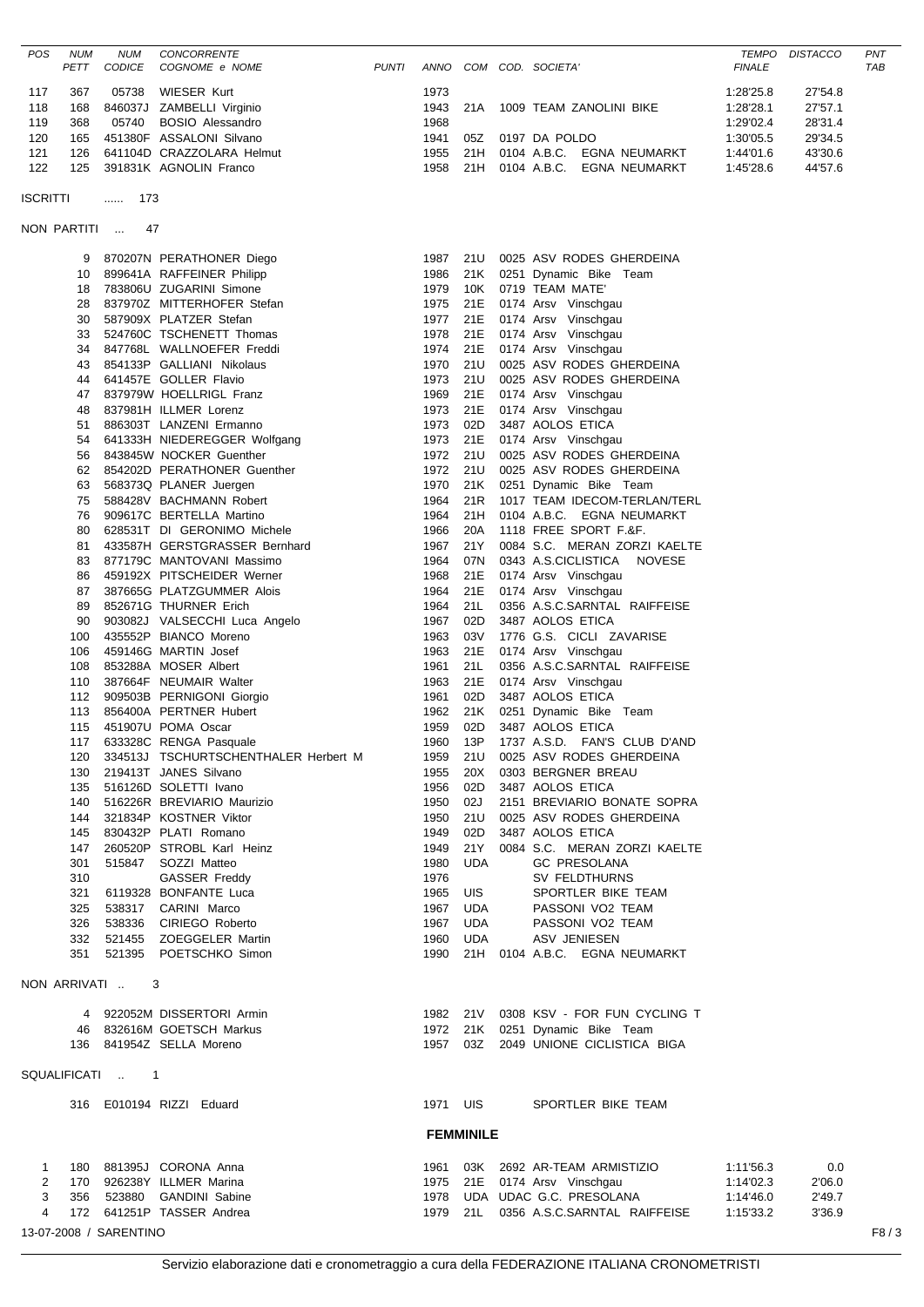| POS | NUM PETT | NUM CODICE | CONCORRENTE COGNOME e NOME | PUNTI | ANNO | COM | COD. SOCIETA' | TEMPO FINALE | DISTACCO | PNT TAB |
|---|---|---|---|---|---|---|---|---|---|---|
| 117 | 367 | 05738 | WIESER Kurt | | 1973 | | | 1:28'25.8 | 27'54.8 | |
| 118 | 168 | 846037J | ZAMBELLI Virginio | | 1943 | 21A | 1009 TEAM ZANOLINI BIKE | 1:28'28.1 | 27'57.1 | |
| 119 | 368 | 05740 | BOSIO Alessandro | | 1968 | | | 1:29'02.4 | 28'31.4 | |
| 120 | 165 | 451380F | ASSALONI Silvano | | 1941 | 05Z | 0197 DA POLDO | 1:30'05.5 | 29'34.5 | |
| 121 | 126 | 641104D | CRAZZOLARA Helmut | | 1955 | 21H | 0104 A.B.C. EGNA NEUMARKT | 1:44'01.6 | 43'30.6 | |
| 122 | 125 | 391831K | AGNOLIN Franco | | 1958 | 21H | 0104 A.B.C. EGNA NEUMARKT | 1:45'28.6 | 44'57.6 | |

ISCRITTI ...... 173

NON PARTITI ... 47

| NUM PETT | NUM CODICE | COGNOME e NOME | ANNO | COM | COD. SOCIETA' |
|---|---|---|---|---|---|
| 9 | 870207N | PERATHONER Diego | 1987 | 21U | 0025 ASV RODES GHERDEINA |
| 10 | 899641A | RAFFEINER Philipp | 1986 | 21K | 0251 Dynamic Bike Team |
| 18 | 783806U | ZUGARINI Simone | 1979 | 10K | 0719 TEAM MATE' |
| 28 | 837970Z | MITTERHOFER Stefan | 1975 | 21E | 0174 Arsv Vinschgau |
| 30 | 587909X | PLATZER Stefan | 1977 | 21E | 0174 Arsv Vinschgau |
| 33 | 524760C | TSCHENETT Thomas | 1978 | 21E | 0174 Arsv Vinschgau |
| 34 | 847768L | WALLNOEFER Freddi | 1974 | 21E | 0174 Arsv Vinschgau |
| 43 | 854133P | GALLIANI Nikolaus | 1970 | 21U | 0025 ASV RODES GHERDEINA |
| 44 | 641457E | GOLLER Flavio | 1973 | 21U | 0025 ASV RODES GHERDEINA |
| 47 | 837979W | HOELLRIGL Franz | 1969 | 21E | 0174 Arsv Vinschgau |
| 48 | 837981H | ILLMER Lorenz | 1973 | 21E | 0174 Arsv Vinschgau |
| 51 | 886303T | LANZENI Ermanno | 1973 | 02D | 3487 AOLOS ETICA |
| 54 | 641333H | NIEDEREGGER Wolfgang | 1973 | 21E | 0174 Arsv Vinschgau |
| 56 | 843845W | NOCKER Guenther | 1972 | 21U | 0025 ASV RODES GHERDEINA |
| 62 | 854202D | PERATHONER Guenther | 1972 | 21U | 0025 ASV RODES GHERDEINA |
| 63 | 568373Q | PLANER Juergen | 1970 | 21K | 0251 Dynamic Bike Team |
| 75 | 588428V | BACHMANN Robert | 1964 | 21R | 1017 TEAM IDECOM-TERLAN/TERL |
| 76 | 909617C | BERTELLA Martino | 1964 | 21H | 0104 A.B.C. EGNA NEUMARKT |
| 80 | 628531T | DI GERONIMO Michele | 1966 | 20A | 1118 FREE SPORT F.&F. |
| 81 | 433587H | GERSTGRASSER Bernhard | 1967 | 21Y | 0084 S.C. MERAN ZORZI KAELTE |
| 83 | 877179C | MANTOVANI Massimo | 1964 | 07N | 0343 A.S.CICLISTICA NOVESE |
| 86 | 459192X | PITSCHEIDER Werner | 1968 | 21E | 0174 Arsv Vinschgau |
| 87 | 387665G | PLATZGUMMER Alois | 1964 | 21E | 0174 Arsv Vinschgau |
| 89 | 852671G | THURNER Erich | 1964 | 21L | 0356 A.S.C.SARNTAL RAIFFEISE |
| 90 | 903082J | VALSECCHI Luca Angelo | 1967 | 02D | 3487 AOLOS ETICA |
| 100 | 435552P | BIANCO Moreno | 1963 | 03V | 1776 G.S. CICLI ZAVARISE |
| 106 | 459146G | MARTIN Josef | 1963 | 21E | 0174 Arsv Vinschgau |
| 108 | 853288A | MOSER Albert | 1961 | 21L | 0356 A.S.C.SARNTAL RAIFFEISE |
| 110 | 387664F | NEUMAIR Walter | 1963 | 21E | 0174 Arsv Vinschgau |
| 112 | 909503B | PERNIGONI Giorgio | 1961 | 02D | 3487 AOLOS ETICA |
| 113 | 856400A | PERTNER Hubert | 1962 | 21K | 0251 Dynamic Bike Team |
| 115 | 451907U | POMA Oscar | 1959 | 02D | 3487 AOLOS ETICA |
| 117 | 633328C | RENGA Pasquale | 1960 | 13P | 1737 A.S.D. FAN'S CLUB D'AND |
| 120 | 334513J | TSCHURTSCHENTHALER Herbert M | 1959 | 21U | 0025 ASV RODES GHERDEINA |
| 130 | 219413T | JANES Silvano | 1955 | 20X | 0303 BERGNER BREAU |
| 135 | 516126D | SOLETTI Ivano | 1956 | 02D | 3487 AOLOS ETICA |
| 140 | 516226R | BREVIARIO Maurizio | 1950 | 02J | 2151 BREVIARIO BONATE SOPRA |
| 144 | 321834P | KOSTNER Viktor | 1950 | 21U | 0025 ASV RODES GHERDEINA |
| 145 | 830432P | PLATI Romano | 1949 | 02D | 3487 AOLOS ETICA |
| 147 | 260520P | STROBL Karl Heinz | 1949 | 21Y | 0084 S.C. MERAN ZORZI KAELTE |
| 301 | 515847 | SOZZI Matteo | 1980 | UDA | GC PRESOLANA |
| 310 | | GASSER Freddy | 1976 | | SV FELDTHURNS |
| 321 | 6119328 | BONFANTE Luca | 1965 | UIS | SPORTLER BIKE TEAM |
| 325 | 538317 | CARINI Marco | 1967 | UDA | PASSONI VO2 TEAM |
| 326 | 538336 | CIRIEGO Roberto | 1967 | UDA | PASSONI VO2 TEAM |
| 332 | 521455 | ZOEGGELER Martin | 1960 | UDA | ASV JENIESEN |
| 351 | 521395 | POETSCHKO Simon | 1990 | 21H | 0104 A.B.C. EGNA NEUMARKT |

NON ARRIVATI .. 3

| NUM PETT | NUM CODICE | COGNOME e NOME | ANNO | COM | COD. SOCIETA' |
|---|---|---|---|---|---|
| 4 | 922052M | DISSERTORI Armin | 1982 | 21V | 0308 KSV - FOR FUN CYCLING T |
| 46 | 832616M | GOETSCH Markus | 1972 | 21K | 0251 Dynamic Bike Team |
| 136 | 841954Z | SELLA Moreno | 1957 | 03Z | 2049 UNIONE CICLISTICA BIGA |

SQUALIFICATI .. 1

| NUM PETT | NUM CODICE | COGNOME e NOME | ANNO | COM | COD. SOCIETA' |
|---|---|---|---|---|---|
| 316 | E010194 | RIZZI Eduard | 1971 | UIS | SPORTLER BIKE TEAM |

## FEMMINILE

| POS | NUM PETT | NUM CODICE | COGNOME e NOME | ANNO | COM | COD. SOCIETA' | TEMPO FINALE | DISTACCO |
|---|---|---|---|---|---|---|---|---|
| 1 | 180 | 881395J | CORONA Anna | 1961 | 03K | 2692 AR-TEAM ARMISTIZIO | 1:11'56.3 | 0.0 |
| 2 | 170 | 926238Y | ILLMER Marina | 1975 | 21E | 0174 Arsv Vinschgau | 1:14'02.3 | 2'06.0 |
| 3 | 356 | 523880 | GANDINI Sabine | 1978 | UDA | UDAC G.C. PRESOLANA | 1:14'46.0 | 2'49.7 |
| 4 | 172 | 641251P | TASSER Andrea | 1979 | 21L | 0356 A.S.C.SARNTAL RAIFFEISE | 1:15'33.2 | 3'36.9 |

13-07-2008 / SARENTINO

Servizio elaborazione dati e cronometraggio a cura della FEDERAZIONE ITALIANA CRONOMETRISTI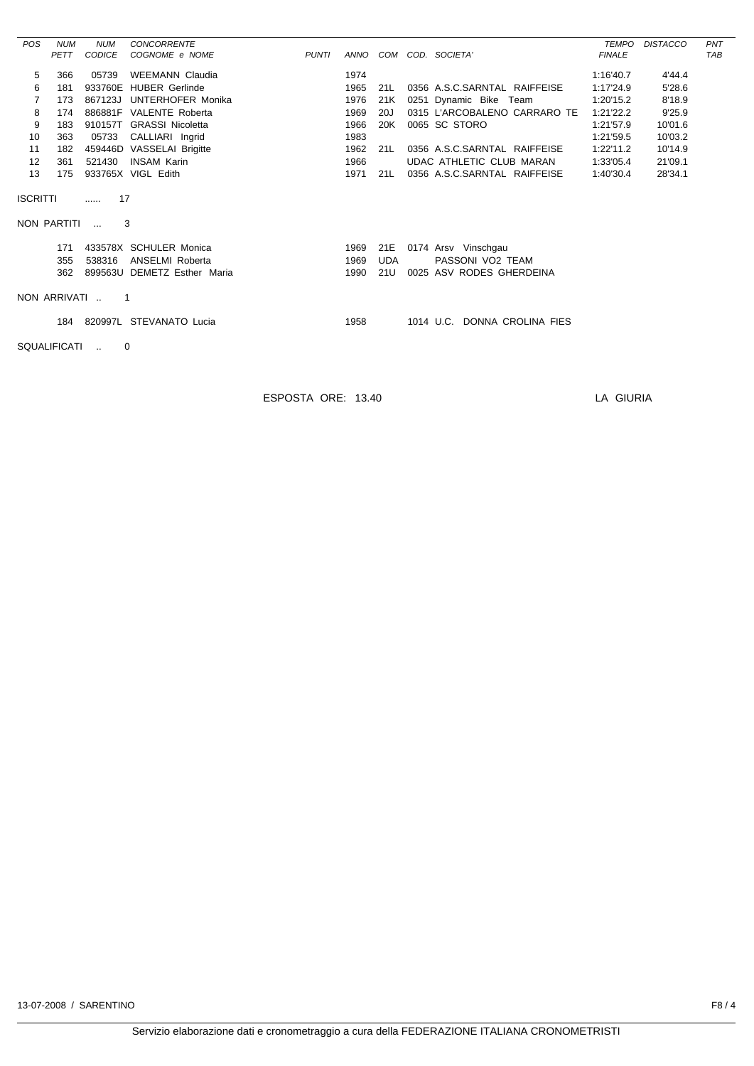| POS | NUM PETT | NUM CODICE | CONCORRENTE COGNOME e NOME | PUNTI | ANNO | COM | COD. SOCIETA' | TEMPO FINALE | DISTACCO | PNT TAB |
|---|---|---|---|---|---|---|---|---|---|---|
| 5 | 366 | 05739 | WEEMANN Claudia | | 1974 | | | 1:16'40.7 | 4'44.4 | |
| 6 | 181 | 933760E | HUBER Gerlinde | | 1965 | 21L | 0356 A.S.C.SARNTAL RAIFFEISE | 1:17'24.9 | 5'28.6 | |
| 7 | 173 | 867123J | UNTERHOFER Monika | | 1976 | 21K | 0251 Dynamic Bike Team | 1:20'15.2 | 8'18.9 | |
| 8 | 174 | 886881F | VALENTE Roberta | | 1969 | 20J | 0315 L'ARCOBALENO CARRARO TE | 1:21'22.2 | 9'25.9 | |
| 9 | 183 | 910157T | GRASSI Nicoletta | | 1966 | 20K | 0065 SC STORO | 1:21'57.9 | 10'01.6 | |
| 10 | 363 | 05733 | CALLIARI Ingrid | | 1983 | | | 1:21'59.5 | 10'03.2 | |
| 11 | 182 | 459446D | VASSELAI Brigitte | | 1962 | 21L | 0356 A.S.C.SARNTAL RAIFFEISE | 1:22'11.2 | 10'14.9 | |
| 12 | 361 | 521430 | INSAM Karin | | 1966 | | UDAC ATHLETIC CLUB MARAN | 1:33'05.4 | 21'09.1 | |
| 13 | 175 | 933765X | VIGL Edith | | 1971 | 21L | 0356 A.S.C.SARNTAL RAIFFEISE | 1:40'30.4 | 28'34.1 | |

ISCRITTI ...... 17

NON PARTITI ... 3

| | | | | | |
|---|---|---|---|---|---|
| 171 | 433578X | SCHULER Monica | 1969 | 21E | 0174 Arsv Vinschgau |
| 355 | 538316 | ANSELMI Roberta | 1969 | UDA | PASSONI VO2 TEAM |
| 362 | 899563U | DEMETZ Esther Maria | 1990 | 21U | 0025 ASV RODES GHERDEINA |

NON ARRIVATI .. 1

| | | | | | |
|---|---|---|---|---|---|
| 184 | 820997L | STEVANATO Lucia | 1958 | | 1014 U.C. DONNA CROLINA FIES |

SQUALIFICATI .. 0

ESPOSTA ORE: 13.40

LA GIURIA

13-07-2008 / SARENTINO

Servizio elaborazione dati e cronometraggio a cura della FEDERAZIONE ITALIANA CRONOMETRISTI